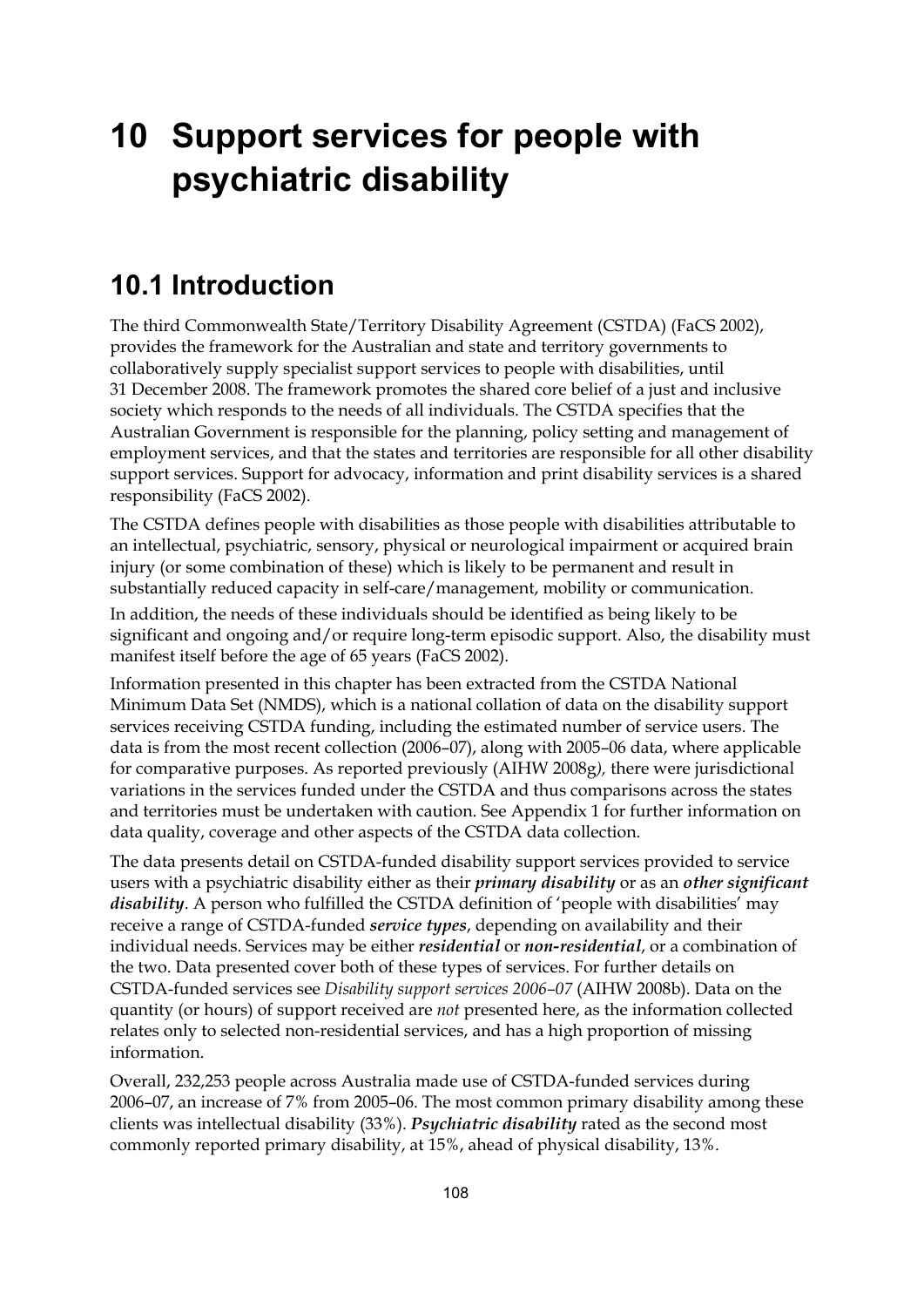# 10 Support services for people with psychiatric disability

## 10.1 Introduction

The third Commonwealth State/Territory Disability Agreement (CSTDA) (FaCS 2002), provides the framework for the Australian and state and territory governments to collaboratively supply specialist support services to people with disabilities, until 31 December 2008. The framework promotes the shared core belief of a just and inclusive society which responds to the needs of all individuals. The CSTDA specifies that the Australian Government is responsible for the planning, policy setting and management of employment services, and that the states and territories are responsible for all other disability support services. Support for advocacy, information and print disability services is a shared responsibility (FaCS 2002).

The CSTDA defines people with disabilities as those people with disabilities attributable to an intellectual, psychiatric, sensory, physical or neurological impairment or acquired brain injury (or some combination of these) which is likely to be permanent and result in substantially reduced capacity in self-care/management, mobility or communication.

In addition, the needs of these individuals should be identified as being likely to be significant and ongoing and/or require long-term episodic support. Also, the disability must manifest itself before the age of 65 years (FaCS 2002).

Information presented in this chapter has been extracted from the CSTDA National Minimum Data Set (NMDS), which is a national collation of data on the disability support services receiving CSTDA funding, including the estimated number of service users. The data is from the most recent collection (2006–07), along with 2005–06 data, where applicable for comparative purposes. As reported previously (AIHW 2008g*),* there were jurisdictional variations in the services funded under the CSTDA and thus comparisons across the states and territories must be undertaken with caution. See Appendix 1 for further information on data quality, coverage and other aspects of the CSTDA data collection.

The data presents detail on CSTDA-funded disability support services provided to service users with a psychiatric disability either as their ***primary disability*** or as an ***other significant disability***. A person who fulfilled the CSTDA definition of 'people with disabilities' may receive a range of CSTDA-funded ***service types***, depending on availability and their individual needs. Services may be either ***residential*** or ***non-residential***, or a combination of the two. Data presented cover both of these types of services. For further details on CSTDA-funded services see *Disability support services 2006–07* (AIHW 2008b). Data on the quantity (or hours) of support received are *not* presented here, as the information collected relates only to selected non-residential services, and has a high proportion of missing information.

Overall, 232,253 people across Australia made use of CSTDA-funded services during 2006–07, an increase of 7% from 2005–06. The most common primary disability among these clients was intellectual disability (33%). ***Psychiatric disability*** rated as the second most commonly reported primary disability, at 15%, ahead of physical disability, 13%.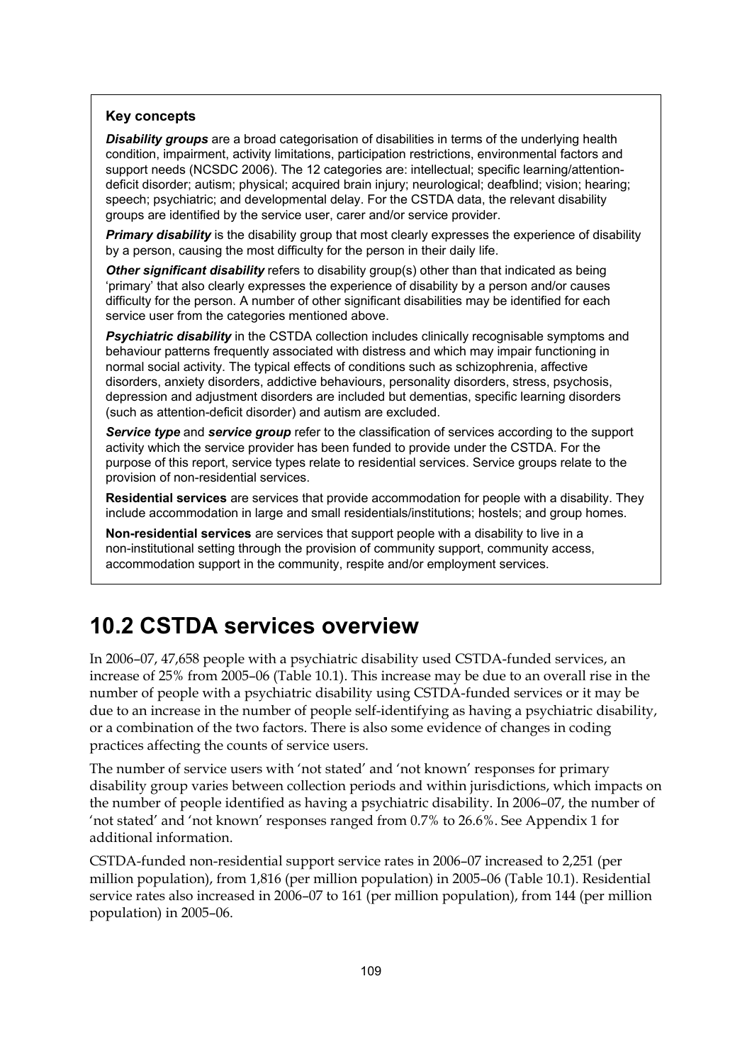**Key concepts**

***Disability groups*** are a broad categorisation of disabilities in terms of the underlying health condition, impairment, activity limitations, participation restrictions, environmental factors and support needs (NCSDC 2006). The 12 categories are: intellectual; specific learning/attention-deficit disorder; autism; physical; acquired brain injury; neurological; deafblind; vision; hearing; speech; psychiatric; and developmental delay. For the CSTDA data, the relevant disability groups are identified by the service user, carer and/or service provider.

***Primary disability*** is the disability group that most clearly expresses the experience of disability by a person, causing the most difficulty for the person in their daily life.

***Other significant disability*** refers to disability group(s) other than that indicated as being 'primary' that also clearly expresses the experience of disability by a person and/or causes difficulty for the person. A number of other significant disabilities may be identified for each service user from the categories mentioned above.

***Psychiatric disability*** in the CSTDA collection includes clinically recognisable symptoms and behaviour patterns frequently associated with distress and which may impair functioning in normal social activity. The typical effects of conditions such as schizophrenia, affective disorders, anxiety disorders, addictive behaviours, personality disorders, stress, psychosis, depression and adjustment disorders are included but dementias, specific learning disorders (such as attention-deficit disorder) and autism are excluded.

***Service type*** and ***service group*** refer to the classification of services according to the support activity which the service provider has been funded to provide under the CSTDA. For the purpose of this report, service types relate to residential services. Service groups relate to the provision of non-residential services.

**Residential services** are services that provide accommodation for people with a disability. They include accommodation in large and small residentials/institutions; hostels; and group homes.

**Non-residential services** are services that support people with a disability to live in a non-institutional setting through the provision of community support, community access, accommodation support in the community, respite and/or employment services.

# 10.2 CSTDA services overview

In 2006–07, 47,658 people with a psychiatric disability used CSTDA-funded services, an increase of 25% from 2005–06 (Table 10.1). This increase may be due to an overall rise in the number of people with a psychiatric disability using CSTDA-funded services or it may be due to an increase in the number of people self-identifying as having a psychiatric disability, or a combination of the two factors. There is also some evidence of changes in coding practices affecting the counts of service users.

The number of service users with 'not stated' and 'not known' responses for primary disability group varies between collection periods and within jurisdictions, which impacts on the number of people identified as having a psychiatric disability. In 2006–07, the number of 'not stated' and 'not known' responses ranged from 0.7% to 26.6%. See Appendix 1 for additional information.

CSTDA-funded non-residential support service rates in 2006–07 increased to 2,251 (per million population), from 1,816 (per million population) in 2005–06 (Table 10.1). Residential service rates also increased in 2006–07 to 161 (per million population), from 144 (per million population) in 2005–06.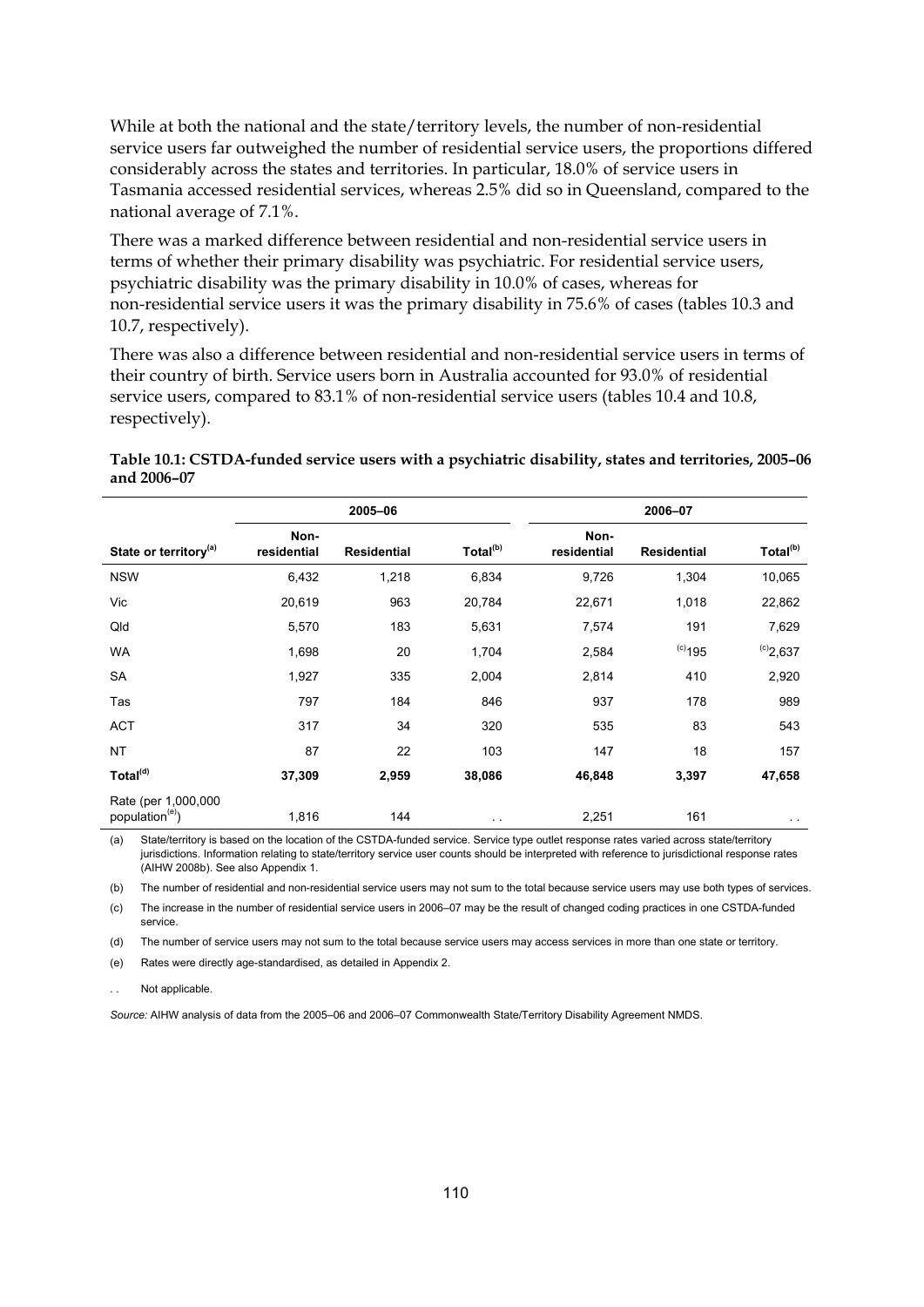While at both the national and the state/territory levels, the number of non-residential service users far outweighed the number of residential service users, the proportions differed considerably across the states and territories. In particular, 18.0% of service users in Tasmania accessed residential services, whereas 2.5% did so in Queensland, compared to the national average of 7.1%.

There was a marked difference between residential and non-residential service users in terms of whether their primary disability was psychiatric. For residential service users, psychiatric disability was the primary disability in 10.0% of cases, whereas for non-residential service users it was the primary disability in 75.6% of cases (tables 10.3 and 10.7, respectively).

There was also a difference between residential and non-residential service users in terms of their country of birth. Service users born in Australia accounted for 93.0% of residential service users, compared to 83.1% of non-residential service users (tables 10.4 and 10.8, respectively).

**Table 10.1: CSTDA-funded service users with a psychiatric disability, states and territories, 2005–06 and 2006–07**

| | 2005–06 | | | 2006–07 | | |
|---|---|---|---|---|---|---|
| State or territory[(a)] | Non-residential | Residential | Total[(b)] | Non-residential | Residential | Total[(b)] |
| NSW | 6,432 | 1,218 | 6,834 | 9,726 | 1,304 | 10,065 |
| Vic | 20,619 | 963 | 20,784 | 22,671 | 1,018 | 22,862 |
| Qld | 5,570 | 183 | 5,631 | 7,574 | 191 | 7,629 |
| WA | 1,698 | 20 | 1,704 | 2,584 | [(c)]195 | [(c)]2,637 |
| SA | 1,927 | 335 | 2,004 | 2,814 | 410 | 2,920 |
| Tas | 797 | 184 | 846 | 937 | 178 | 989 |
| ACT | 317 | 34 | 320 | 535 | 83 | 543 |
| NT | 87 | 22 | 103 | 147 | 18 | 157 |
| **Total[(d)]** | **37,309** | **2,959** | **38,086** | **46,848** | **3,397** | **47,658** |
| Rate (per 1,000,000 population[(e)]) | 1,816 | 144 | . . | 2,251 | 161 | . . |

(a) State/territory is based on the location of the CSTDA-funded service. Service type outlet response rates varied across state/territory jurisdictions. Information relating to state/territory service user counts should be interpreted with reference to jurisdictional response rates (AIHW 2008b). See also Appendix 1.

(b) The number of residential and non-residential service users may not sum to the total because service users may use both types of services.

(c) The increase in the number of residential service users in 2006–07 may be the result of changed coding practices in one CSTDA-funded service.

(d) The number of service users may not sum to the total because service users may access services in more than one state or territory.

(e) Rates were directly age-standardised, as detailed in Appendix 2.

. . Not applicable.

*Source:* AIHW analysis of data from the 2005–06 and 2006–07 Commonwealth State/Territory Disability Agreement NMDS.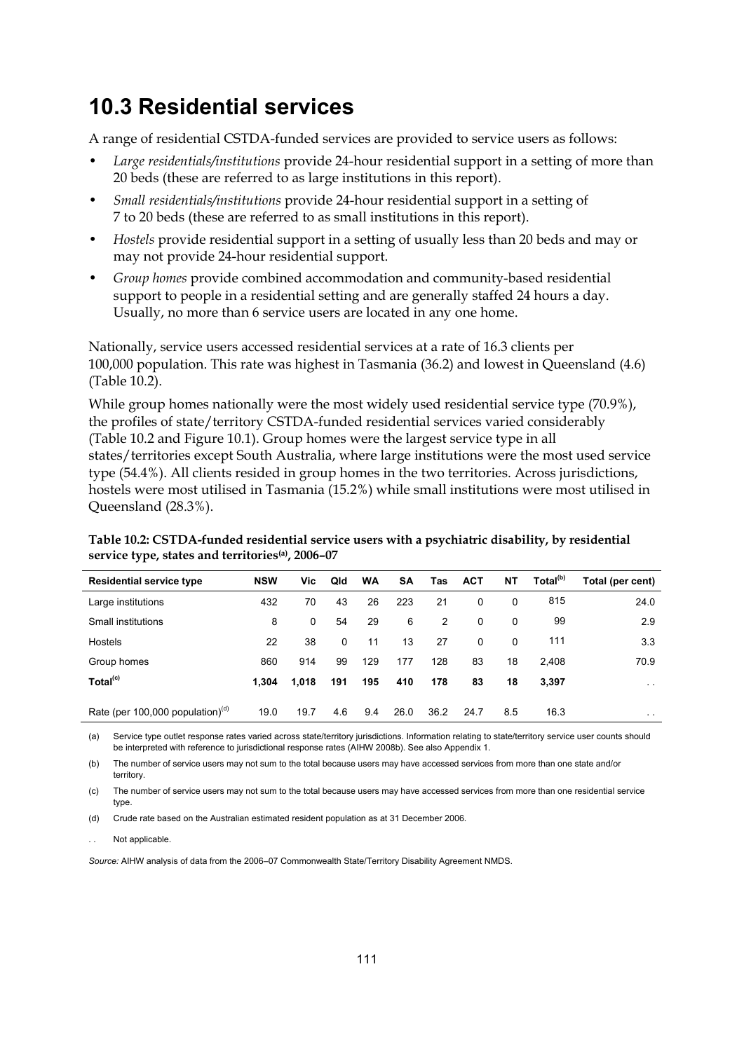## 10.3 Residential services

A range of residential CSTDA-funded services are provided to service users as follows:

- *Large residentials/institutions* provide 24-hour residential support in a setting of more than 20 beds (these are referred to as large institutions in this report).
- *Small residentials/institutions* provide 24-hour residential support in a setting of 7 to 20 beds (these are referred to as small institutions in this report).
- *Hostels* provide residential support in a setting of usually less than 20 beds and may or may not provide 24-hour residential support.
- *Group homes* provide combined accommodation and community-based residential support to people in a residential setting and are generally staffed 24 hours a day. Usually, no more than 6 service users are located in any one home.

Nationally, service users accessed residential services at a rate of 16.3 clients per 100,000 population. This rate was highest in Tasmania (36.2) and lowest in Queensland (4.6) (Table 10.2).

While group homes nationally were the most widely used residential service type (70.9%), the profiles of state/territory CSTDA-funded residential services varied considerably (Table 10.2 and Figure 10.1). Group homes were the largest service type in all states/territories except South Australia, where large institutions were the most used service type (54.4%). All clients resided in group homes in the two territories. Across jurisdictions, hostels were most utilised in Tasmania (15.2%) while small institutions were most utilised in Queensland (28.3%).

**Table 10.2: CSTDA-funded residential service users with a psychiatric disability, by residential service type, states and territories[(a)], 2006–07**

| Residential service type | NSW | Vic | Qld | WA | SA | Tas | ACT | NT | Total[(b)] | Total (per cent) |
|---|---|---|---|---|---|---|---|---|---|---|
| Large institutions | 432 | 70 | 43 | 26 | 223 | 21 | 0 | 0 | 815 | 24.0 |
| Small institutions | 8 | 0 | 54 | 29 | 6 | 2 | 0 | 0 | 99 | 2.9 |
| Hostels | 22 | 38 | 0 | 11 | 13 | 27 | 0 | 0 | 111 | 3.3 |
| Group homes | 860 | 914 | 99 | 129 | 177 | 128 | 83 | 18 | 2,408 | 70.9 |
| **Total[(c)]** | **1,304** | **1,018** | **191** | **195** | **410** | **178** | **83** | **18** | **3,397** | . . |
| Rate (per 100,000 population)[(d)] | 19.0 | 19.7 | 4.6 | 9.4 | 26.0 | 36.2 | 24.7 | 8.5 | 16.3 | . . |

(a) Service type outlet response rates varied across state/territory jurisdictions. Information relating to state/territory service user counts should be interpreted with reference to jurisdictional response rates (AIHW 2008b). See also Appendix 1.

(b) The number of service users may not sum to the total because users may have accessed services from more than one state and/or territory.

(c) The number of service users may not sum to the total because users may have accessed services from more than one residential service type.

(d) Crude rate based on the Australian estimated resident population as at 31 December 2006.

. . Not applicable.

*Source:* AIHW analysis of data from the 2006–07 Commonwealth State/Territory Disability Agreement NMDS.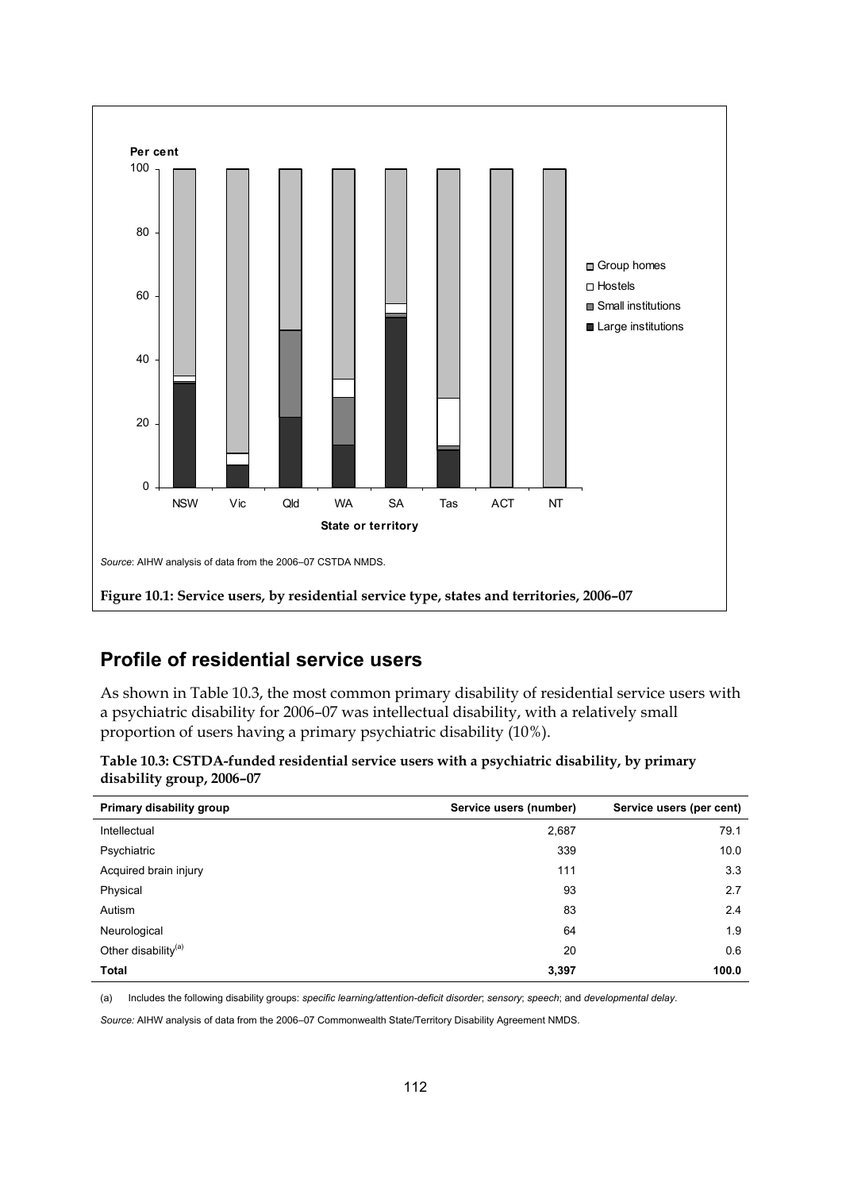Source: AIHW analysis of data from the 2006–07 CSTDA NMDS.

**Figure 10.1: Service users, by residential service type, states and territories, 2006–07**

## Profile of residential service users

As shown in Table 10.3, the most common primary disability of residential service users with a psychiatric disability for 2006–07 was intellectual disability, with a relatively small proportion of users having a primary psychiatric disability (10%).

**Table 10.3: CSTDA-funded residential service users with a psychiatric disability, by primary disability group, 2006–07**

| Primary disability group | Service users (number) | Service users (per cent) |
|---|---|---|
| Intellectual | 2,687 | 79.1 |
| Psychiatric | 339 | 10.0 |
| Acquired brain injury | 111 | 3.3 |
| Physical | 93 | 2.7 |
| Autism | 83 | 2.4 |
| Neurological | 64 | 1.9 |
| Other disability[(a)] | 20 | 0.6 |
| **Total** | **3,397** | **100.0** |

(a) Includes the following disability groups: *specific learning/attention-deficit disorder*; *sensory*; *speech*; and *developmental delay*.

*Source:* AIHW analysis of data from the 2006–07 Commonwealth State/Territory Disability Agreement NMDS.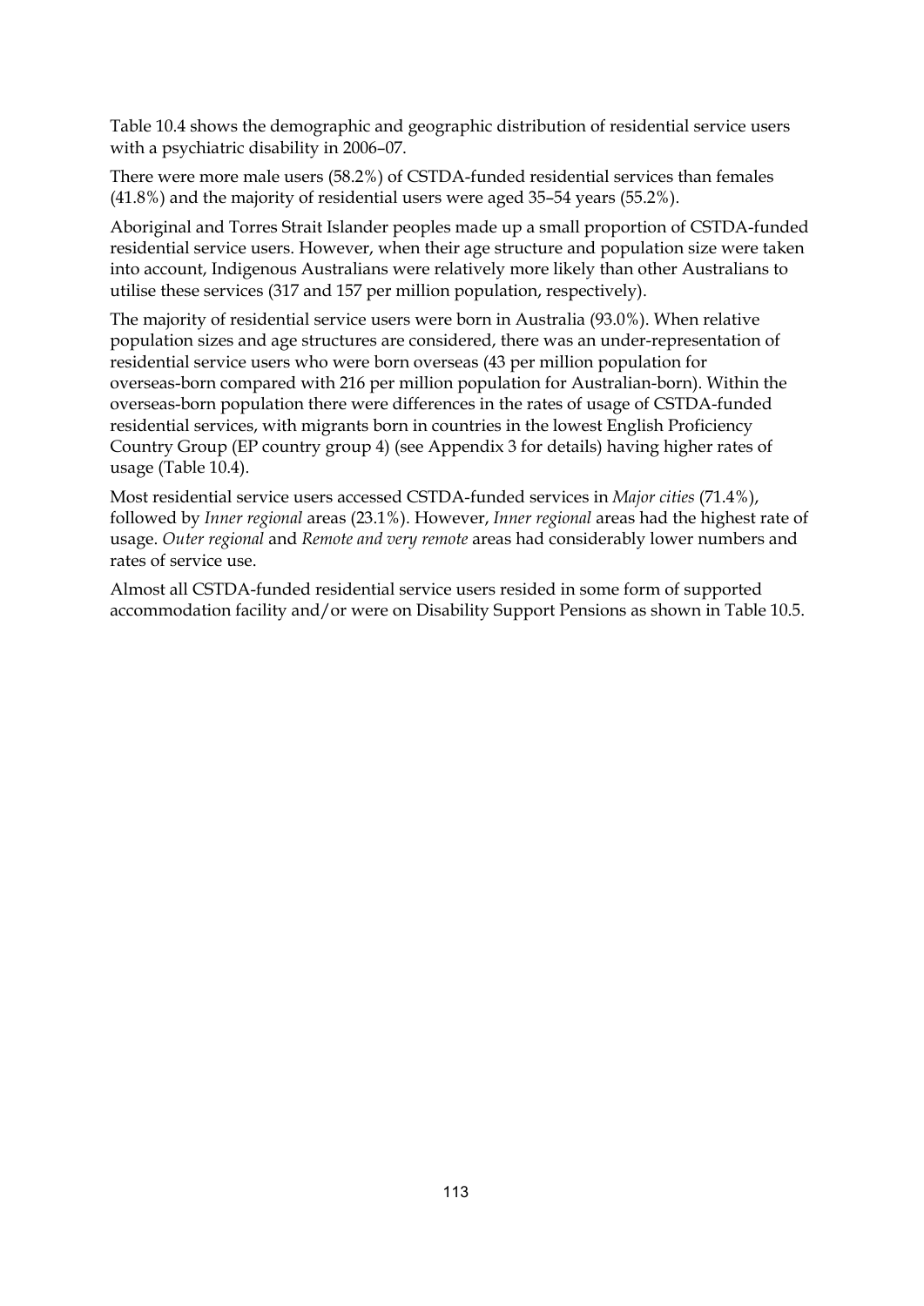Table 10.4 shows the demographic and geographic distribution of residential service users with a psychiatric disability in 2006–07.

There were more male users (58.2%) of CSTDA-funded residential services than females (41.8%) and the majority of residential users were aged 35–54 years (55.2%).

Aboriginal and Torres Strait Islander peoples made up a small proportion of CSTDA-funded residential service users. However, when their age structure and population size were taken into account, Indigenous Australians were relatively more likely than other Australians to utilise these services (317 and 157 per million population, respectively).

The majority of residential service users were born in Australia (93.0%). When relative population sizes and age structures are considered, there was an under-representation of residential service users who were born overseas (43 per million population for overseas-born compared with 216 per million population for Australian-born). Within the overseas-born population there were differences in the rates of usage of CSTDA-funded residential services, with migrants born in countries in the lowest English Proficiency Country Group (EP country group 4) (see Appendix 3 for details) having higher rates of usage (Table 10.4).

Most residential service users accessed CSTDA-funded services in *Major cities* (71.4%), followed by *Inner regional* areas (23.1%). However, *Inner regional* areas had the highest rate of usage. *Outer regional* and *Remote and very remote* areas had considerably lower numbers and rates of service use.

Almost all CSTDA-funded residential service users resided in some form of supported accommodation facility and/or were on Disability Support Pensions as shown in Table 10.5.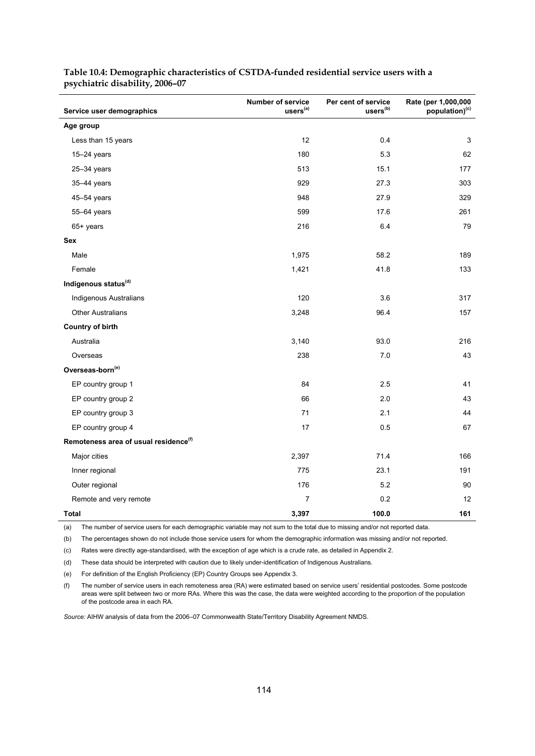**Table 10.4: Demographic characteristics of CSTDA-funded residential service users with a psychiatric disability, 2006–07**

| Service user demographics | Number of service users[(a)] | Per cent of service users[(b)] | Rate (per 1,000,000 population)[(c)] |
|---|---|---|---|
| **Age group** | | | |
| Less than 15 years | 12 | 0.4 | 3 |
| 15–24 years | 180 | 5.3 | 62 |
| 25–34 years | 513 | 15.1 | 177 |
| 35–44 years | 929 | 27.3 | 303 |
| 45–54 years | 948 | 27.9 | 329 |
| 55–64 years | 599 | 17.6 | 261 |
| 65+ years | 216 | 6.4 | 79 |
| **Sex** | | | |
| Male | 1,975 | 58.2 | 189 |
| Female | 1,421 | 41.8 | 133 |
| **Indigenous status[(d)]** | | | |
| Indigenous Australians | 120 | 3.6 | 317 |
| Other Australians | 3,248 | 96.4 | 157 |
| **Country of birth** | | | |
| Australia | 3,140 | 93.0 | 216 |
| Overseas | 238 | 7.0 | 43 |
| **Overseas-born[(e)]** | | | |
| EP country group 1 | 84 | 2.5 | 41 |
| EP country group 2 | 66 | 2.0 | 43 |
| EP country group 3 | 71 | 2.1 | 44 |
| EP country group 4 | 17 | 0.5 | 67 |
| **Remoteness area of usual residence[(f)]** | | | |
| Major cities | 2,397 | 71.4 | 166 |
| Inner regional | 775 | 23.1 | 191 |
| Outer regional | 176 | 5.2 | 90 |
| Remote and very remote | 7 | 0.2 | 12 |
| **Total** | **3,397** | **100.0** | **161** |

(a) The number of service users for each demographic variable may not sum to the total due to missing and/or not reported data.

(b) The percentages shown do not include those service users for whom the demographic information was missing and/or not reported.

(c) Rates were directly age-standardised, with the exception of age which is a crude rate, as detailed in Appendix 2.

(d) These data should be interpreted with caution due to likely under-identification of Indigenous Australians.

(e) For definition of the English Proficiency (EP) Country Groups see Appendix 3.

(f) The number of service users in each remoteness area (RA) were estimated based on service users' residential postcodes. Some postcode areas were split between two or more RAs. Where this was the case, the data were weighted according to the proportion of the population of the postcode area in each RA.

*Source:* AIHW analysis of data from the 2006–07 Commonwealth State/Territory Disability Agreement NMDS.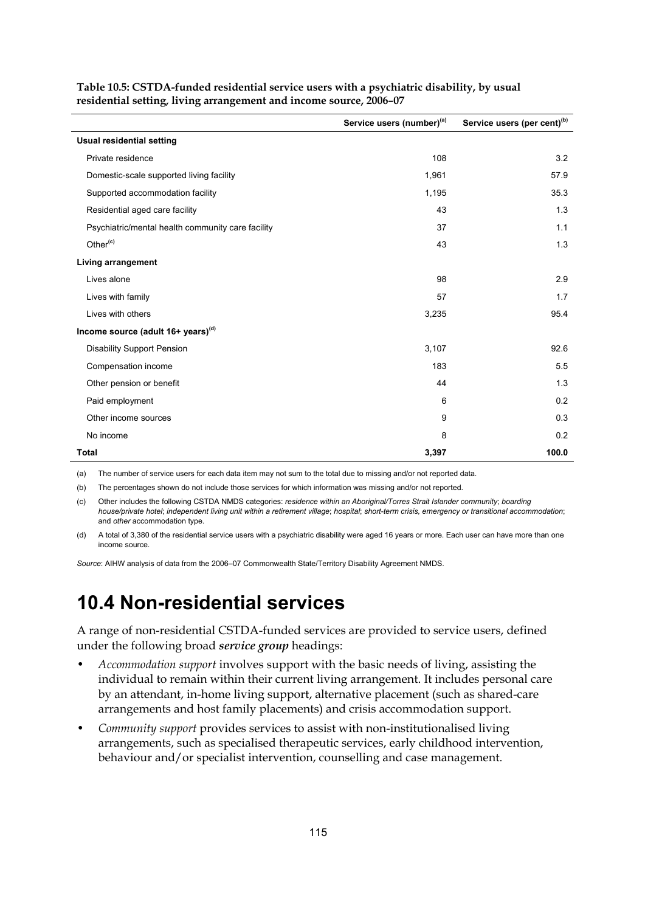**Table 10.5: CSTDA-funded residential service users with a psychiatric disability, by usual residential setting, living arrangement and income source, 2006–07**

| | Service users (number)[(a)] | Service users (per cent)[(b)] |
|---|---|---|
| **Usual residential setting** | | |
| Private residence | 108 | 3.2 |
| Domestic-scale supported living facility | 1,961 | 57.9 |
| Supported accommodation facility | 1,195 | 35.3 |
| Residential aged care facility | 43 | 1.3 |
| Psychiatric/mental health community care facility | 37 | 1.1 |
| Other[(c)] | 43 | 1.3 |
| **Living arrangement** | | |
| Lives alone | 98 | 2.9 |
| Lives with family | 57 | 1.7 |
| Lives with others | 3,235 | 95.4 |
| **Income source (adult 16+ years)[(d)]** | | |
| Disability Support Pension | 3,107 | 92.6 |
| Compensation income | 183 | 5.5 |
| Other pension or benefit | 44 | 1.3 |
| Paid employment | 6 | 0.2 |
| Other income sources | 9 | 0.3 |
| No income | 8 | 0.2 |
| **Total** | **3,397** | **100.0** |

(a) The number of service users for each data item may not sum to the total due to missing and/or not reported data.

(b) The percentages shown do not include those services for which information was missing and/or not reported.

(c) Other includes the following CSTDA NMDS categories: *residence within an Aboriginal/Torres Strait Islander community*; *boarding house/private hotel*; *independent living unit within a retirement village*; *hospital*; *short-term crisis, emergency or transitional accommodation*; and *other* accommodation type.

(d) A total of 3,380 of the residential service users with a psychiatric disability were aged 16 years or more. Each user can have more than one income source.

*Source*: AIHW analysis of data from the 2006–07 Commonwealth State/Territory Disability Agreement NMDS.

# 10.4 Non-residential services

A range of non-residential CSTDA-funded services are provided to service users, defined under the following broad ***service group*** headings:

- *Accommodation support* involves support with the basic needs of living, assisting the individual to remain within their current living arrangement. It includes personal care by an attendant, in-home living support, alternative placement (such as shared-care arrangements and host family placements) and crisis accommodation support.
- *Community support* provides services to assist with non-institutionalised living arrangements, such as specialised therapeutic services, early childhood intervention, behaviour and/or specialist intervention, counselling and case management.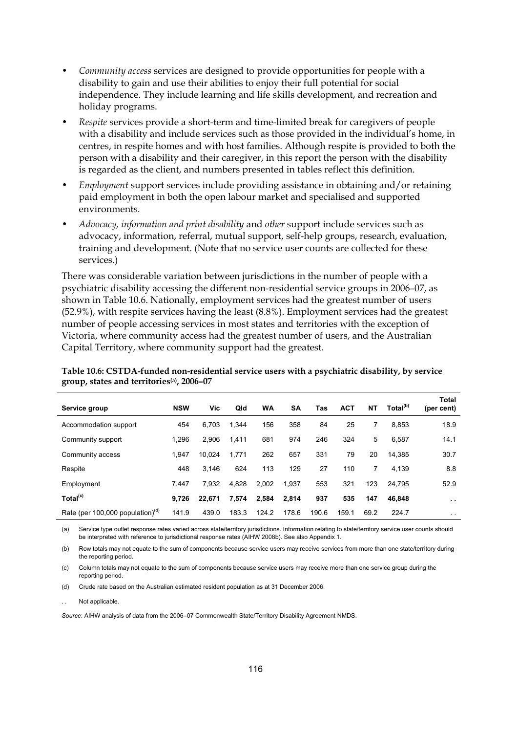- *Community access* services are designed to provide opportunities for people with a disability to gain and use their abilities to enjoy their full potential for social independence. They include learning and life skills development, and recreation and holiday programs.
- *Respite* services provide a short-term and time-limited break for caregivers of people with a disability and include services such as those provided in the individual's home, in centres, in respite homes and with host families. Although respite is provided to both the person with a disability and their caregiver, in this report the person with the disability is regarded as the client, and numbers presented in tables reflect this definition.
- *Employment* support services include providing assistance in obtaining and/or retaining paid employment in both the open labour market and specialised and supported environments.
- *Advocacy, information and print disability* and *other* support include services such as advocacy, information, referral, mutual support, self-help groups, research, evaluation, training and development. (Note that no service user counts are collected for these services.)

There was considerable variation between jurisdictions in the number of people with a psychiatric disability accessing the different non-residential service groups in 2006–07, as shown in Table 10.6. Nationally, employment services had the greatest number of users (52.9%), with respite services having the least (8.8%). Employment services had the greatest number of people accessing services in most states and territories with the exception of Victoria, where community access had the greatest number of users, and the Australian Capital Territory, where community support had the greatest.

**Table 10.6: CSTDA-funded non-residential service users with a psychiatric disability, by service group, states and territories[(a)], 2006–07**

| Service group | NSW | Vic | Qld | WA | SA | Tas | ACT | NT | Total[(b)] | Total (per cent) |
|---|---|---|---|---|---|---|---|---|---|---|
| Accommodation support | 454 | 6,703 | 1,344 | 156 | 358 | 84 | 25 | 7 | 8,853 | 18.9 |
| Community support | 1,296 | 2,906 | 1,411 | 681 | 974 | 246 | 324 | 5 | 6,587 | 14.1 |
| Community access | 1,947 | 10,024 | 1,771 | 262 | 657 | 331 | 79 | 20 | 14,385 | 30.7 |
| Respite | 448 | 3,146 | 624 | 113 | 129 | 27 | 110 | 7 | 4,139 | 8.8 |
| Employment | 7,447 | 7,932 | 4,828 | 2,002 | 1,937 | 553 | 321 | 123 | 24,795 | 52.9 |
| **Total[(c)]** | **9,726** | **22,671** | **7,574** | **2,584** | **2,814** | **937** | **535** | **147** | **46,848** | . . |
| Rate (per 100,000 population)[(d)] | 141.9 | 439.0 | 183.3 | 124.2 | 178.6 | 190.6 | 159.1 | 69.2 | 224.7 | . . |

(a) Service type outlet response rates varied across state/territory jurisdictions. Information relating to state/territory service user counts should be interpreted with reference to jurisdictional response rates (AIHW 2008b). See also Appendix 1.

(b) Row totals may not equate to the sum of components because service users may receive services from more than one state/territory during the reporting period.

(c) Column totals may not equate to the sum of components because service users may receive more than one service group during the reporting period.

(d) Crude rate based on the Australian estimated resident population as at 31 December 2006.

. . Not applicable.

*Source*: AIHW analysis of data from the 2006–07 Commonwealth State/Territory Disability Agreement NMDS.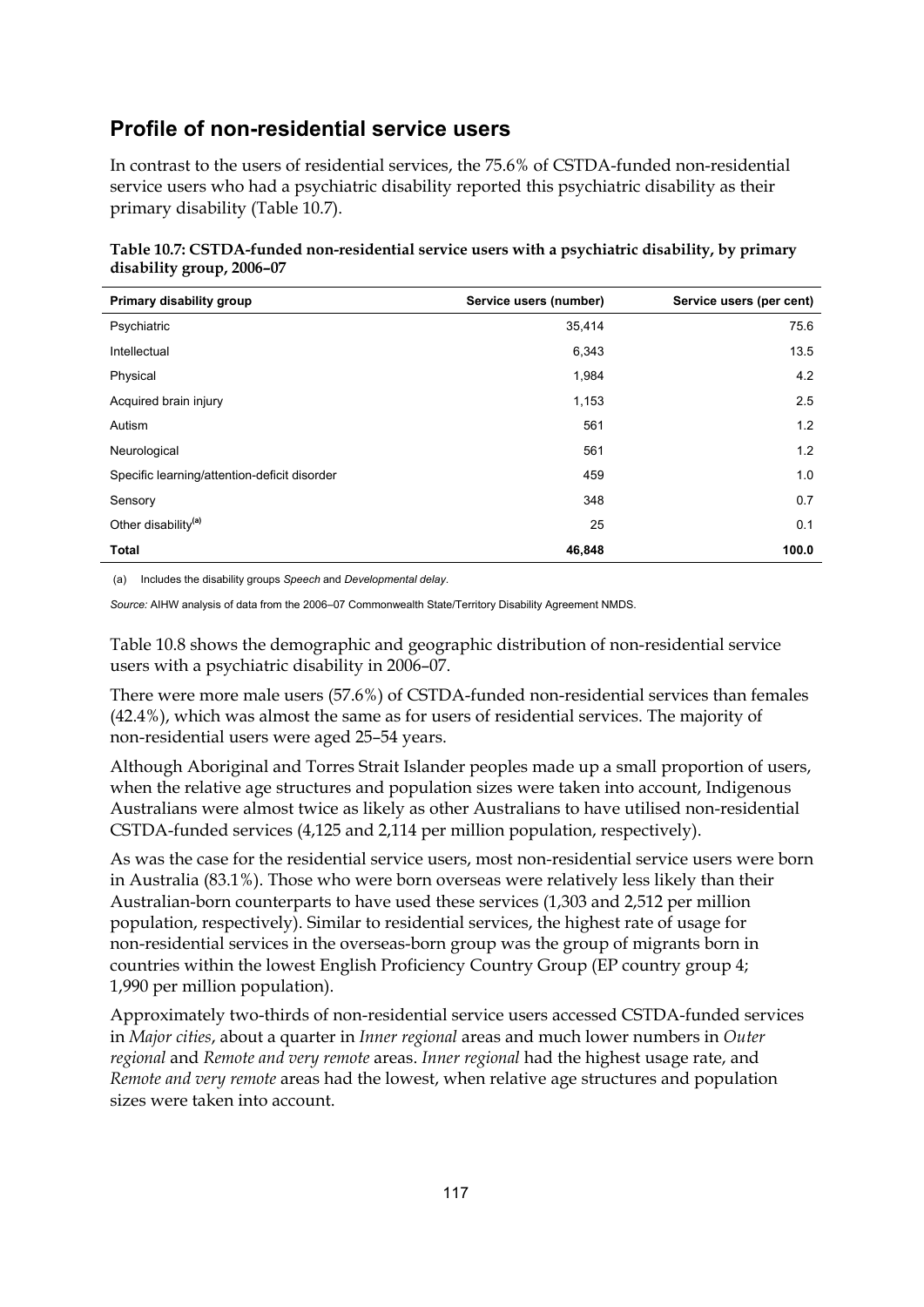## Profile of non-residential service users

In contrast to the users of residential services, the 75.6% of CSTDA-funded non-residential service users who had a psychiatric disability reported this psychiatric disability as their primary disability (Table 10.7).

**Table 10.7: CSTDA-funded non-residential service users with a psychiatric disability, by primary disability group, 2006–07**

| Primary disability group | Service users (number) | Service users (per cent) |
|---|---|---|
| Psychiatric | 35,414 | 75.6 |
| Intellectual | 6,343 | 13.5 |
| Physical | 1,984 | 4.2 |
| Acquired brain injury | 1,153 | 2.5 |
| Autism | 561 | 1.2 |
| Neurological | 561 | 1.2 |
| Specific learning/attention-deficit disorder | 459 | 1.0 |
| Sensory | 348 | 0.7 |
| Other disability[(a)] | 25 | 0.1 |
| **Total** | **46,848** | **100.0** |

(a) Includes the disability groups *Speech* and *Developmental delay*.

*Source:* AIHW analysis of data from the 2006–07 Commonwealth State/Territory Disability Agreement NMDS.

Table 10.8 shows the demographic and geographic distribution of non-residential service users with a psychiatric disability in 2006–07.

There were more male users (57.6%) of CSTDA-funded non-residential services than females (42.4%), which was almost the same as for users of residential services. The majority of non-residential users were aged 25–54 years.

Although Aboriginal and Torres Strait Islander peoples made up a small proportion of users, when the relative age structures and population sizes were taken into account, Indigenous Australians were almost twice as likely as other Australians to have utilised non-residential CSTDA-funded services (4,125 and 2,114 per million population, respectively).

As was the case for the residential service users, most non-residential service users were born in Australia (83.1%). Those who were born overseas were relatively less likely than their Australian-born counterparts to have used these services (1,303 and 2,512 per million population, respectively). Similar to residential services, the highest rate of usage for non-residential services in the overseas-born group was the group of migrants born in countries within the lowest English Proficiency Country Group (EP country group 4; 1,990 per million population).

Approximately two-thirds of non-residential service users accessed CSTDA-funded services in *Major cities*, about a quarter in *Inner regional* areas and much lower numbers in *Outer regional* and *Remote and very remote* areas. *Inner regional* had the highest usage rate, and *Remote and very remote* areas had the lowest, when relative age structures and population sizes were taken into account.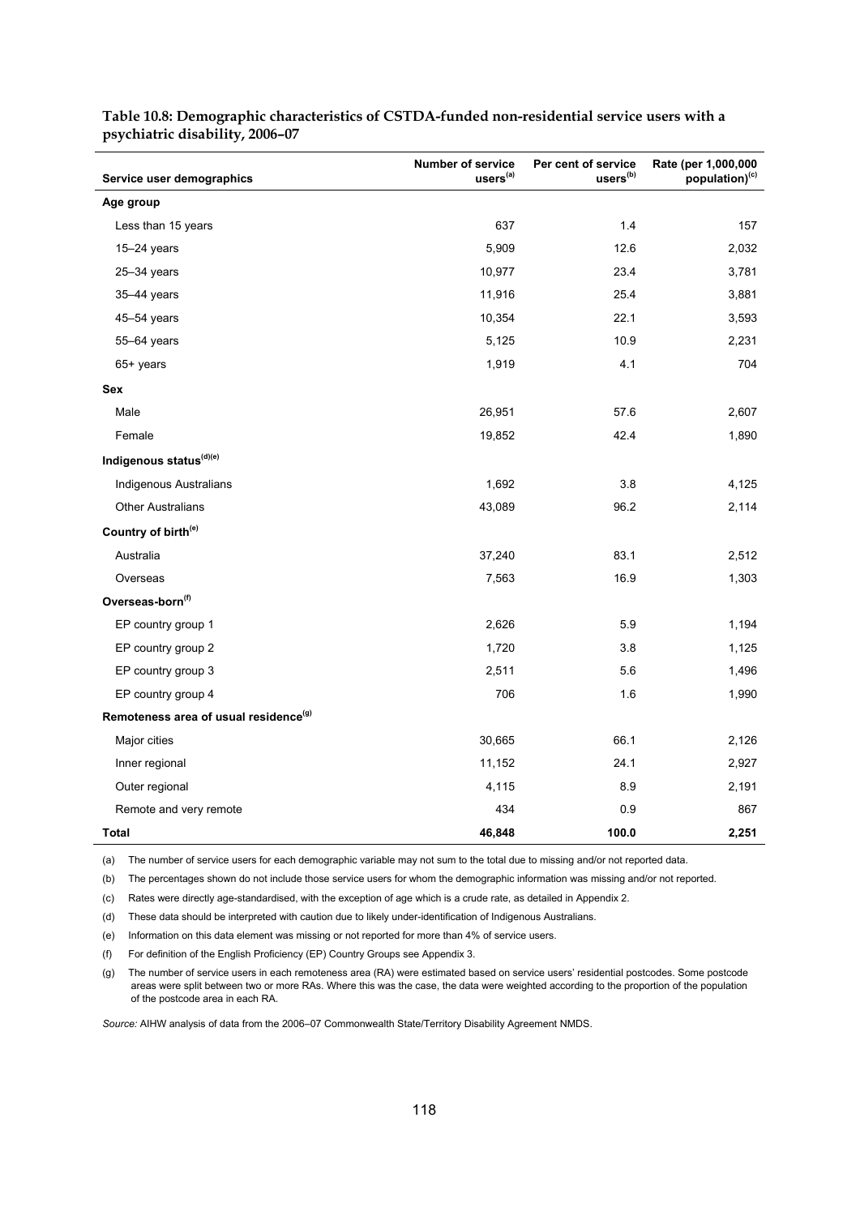**Table 10.8: Demographic characteristics of CSTDA-funded non-residential service users with a psychiatric disability, 2006–07**

| Service user demographics | Number of service users[(a)] | Per cent of service users[(b)] | Rate (per 1,000,000 population)[(c)] |
|---|---|---|---|
| **Age group** | | | |
| Less than 15 years | 637 | 1.4 | 157 |
| 15–24 years | 5,909 | 12.6 | 2,032 |
| 25–34 years | 10,977 | 23.4 | 3,781 |
| 35–44 years | 11,916 | 25.4 | 3,881 |
| 45–54 years | 10,354 | 22.1 | 3,593 |
| 55–64 years | 5,125 | 10.9 | 2,231 |
| 65+ years | 1,919 | 4.1 | 704 |
| **Sex** | | | |
| Male | 26,951 | 57.6 | 2,607 |
| Female | 19,852 | 42.4 | 1,890 |
| **Indigenous status[(d)(e)]** | | | |
| Indigenous Australians | 1,692 | 3.8 | 4,125 |
| Other Australians | 43,089 | 96.2 | 2,114 |
| **Country of birth[(e)]** | | | |
| Australia | 37,240 | 83.1 | 2,512 |
| Overseas | 7,563 | 16.9 | 1,303 |
| **Overseas-born[(f)]** | | | |
| EP country group 1 | 2,626 | 5.9 | 1,194 |
| EP country group 2 | 1,720 | 3.8 | 1,125 |
| EP country group 3 | 2,511 | 5.6 | 1,496 |
| EP country group 4 | 706 | 1.6 | 1,990 |
| **Remoteness area of usual residence[(g)]** | | | |
| Major cities | 30,665 | 66.1 | 2,126 |
| Inner regional | 11,152 | 24.1 | 2,927 |
| Outer regional | 4,115 | 8.9 | 2,191 |
| Remote and very remote | 434 | 0.9 | 867 |
| **Total** | **46,848** | **100.0** | **2,251** |

(a) The number of service users for each demographic variable may not sum to the total due to missing and/or not reported data.

(b) The percentages shown do not include those service users for whom the demographic information was missing and/or not reported.

(c) Rates were directly age-standardised, with the exception of age which is a crude rate, as detailed in Appendix 2.

(d) These data should be interpreted with caution due to likely under-identification of Indigenous Australians.

(e) Information on this data element was missing or not reported for more than 4% of service users.

(f) For definition of the English Proficiency (EP) Country Groups see Appendix 3.

(g) The number of service users in each remoteness area (RA) were estimated based on service users' residential postcodes. Some postcode areas were split between two or more RAs. Where this was the case, the data were weighted according to the proportion of the population of the postcode area in each RA.

*Source:* AIHW analysis of data from the 2006–07 Commonwealth State/Territory Disability Agreement NMDS.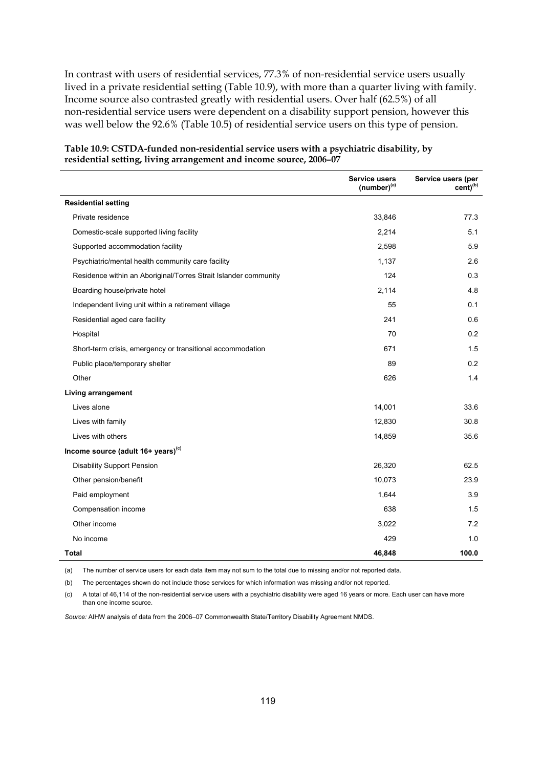In contrast with users of residential services, 77.3% of non-residential service users usually lived in a private residential setting (Table 10.9), with more than a quarter living with family. Income source also contrasted greatly with residential users. Over half (62.5%) of all non-residential service users were dependent on a disability support pension, however this was well below the 92.6% (Table 10.5) of residential service users on this type of pension.

**Table 10.9: CSTDA-funded non-residential service users with a psychiatric disability, by residential setting, living arrangement and income source, 2006–07**

| | Service users (number)[(a)] | Service users (per cent)[(b)] |
|---|---|---|
| **Residential setting** | | |
| Private residence | 33,846 | 77.3 |
| Domestic-scale supported living facility | 2,214 | 5.1 |
| Supported accommodation facility | 2,598 | 5.9 |
| Psychiatric/mental health community care facility | 1,137 | 2.6 |
| Residence within an Aboriginal/Torres Strait Islander community | 124 | 0.3 |
| Boarding house/private hotel | 2,114 | 4.8 |
| Independent living unit within a retirement village | 55 | 0.1 |
| Residential aged care facility | 241 | 0.6 |
| Hospital | 70 | 0.2 |
| Short-term crisis, emergency or transitional accommodation | 671 | 1.5 |
| Public place/temporary shelter | 89 | 0.2 |
| Other | 626 | 1.4 |
| **Living arrangement** | | |
| Lives alone | 14,001 | 33.6 |
| Lives with family | 12,830 | 30.8 |
| Lives with others | 14,859 | 35.6 |
| **Income source (adult 16+ years)[(c)]** | | |
| Disability Support Pension | 26,320 | 62.5 |
| Other pension/benefit | 10,073 | 23.9 |
| Paid employment | 1,644 | 3.9 |
| Compensation income | 638 | 1.5 |
| Other income | 3,022 | 7.2 |
| No income | 429 | 1.0 |
| **Total** | **46,848** | **100.0** |

(a) The number of service users for each data item may not sum to the total due to missing and/or not reported data.

(b) The percentages shown do not include those services for which information was missing and/or not reported.

(c) A total of 46,114 of the non-residential service users with a psychiatric disability were aged 16 years or more. Each user can have more than one income source.

*Source:* AIHW analysis of data from the 2006–07 Commonwealth State/Territory Disability Agreement NMDS.